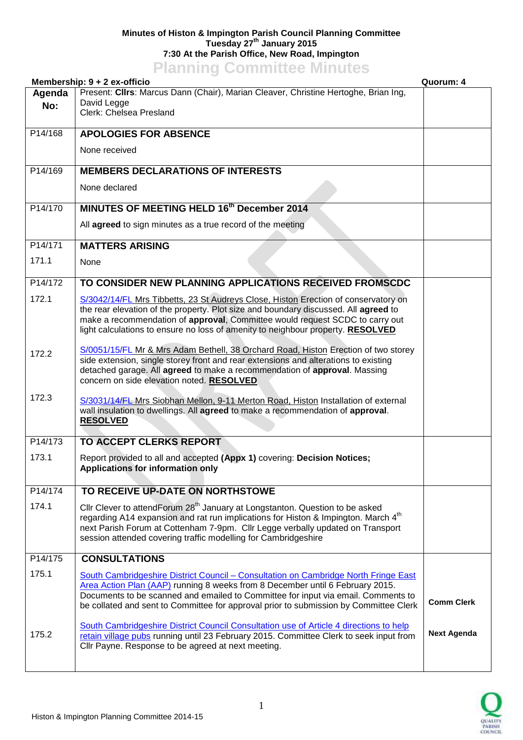**Minutes of Histon & Impington Parish Council Planning Committee**
**Tuesday 27th January 2015**
**7:30 At the Parish Office, New Road, Impington**

# Planning Committee Minutes

**Membership: 9 + 2 ex-officio** **Quorum: 4**

| **Agenda No:** | Present: **Cllrs**: Marcus Dann (Chair), Marian Cleaver, Christine Hertoghe, Brian Ing, David Legge<br>Clerk: Chelsea Presland | |
|---|---|---|
| P14/168 | **APOLOGIES FOR ABSENCE**<br>None received | |
| P14/169 | **MEMBERS DECLARATIONS OF INTERESTS**<br>None declared | |
| P14/170 | **MINUTES OF MEETING HELD 16th December 2014**<br>All **agreed** to sign minutes as a true record of the meeting | |
| P14/171<br>171.1 | **MATTERS ARISING**<br>None | |
| P14/172<br>172.1 | **TO CONSIDER NEW PLANNING APPLICATIONS RECEIVED FROMSCDC**<br>S/3042/14/FL Mrs Tibbetts, 23 St Audreys Close, Histon Erection of conservatory on the rear elevation of the property. Plot size and boundary discussed. All **agreed** to make a recommendation of **approval**, Committee would request SCDC to carry out light calculations to ensure no loss of amenity to neighbour property. **RESOLVED** | |
| 172.2 | S/0051/15/FL Mr & Mrs Adam Bethell, 38 Orchard Road, Histon Erection of two storey side extension, single storey front and rear extensions and alterations to existing detached garage. All **agreed** to make a recommendation of **approval**. Massing concern on side elevation noted. **RESOLVED** | |
| 172.3 | S/3031/14/FL Mrs Siobhan Mellon, 9-11 Merton Road, Histon Installation of external wall insulation to dwellings. All **agreed** to make a recommendation of **approval**. **RESOLVED** | |
| P14/173<br>173.1 | **TO ACCEPT CLERKS REPORT**<br>Report provided to all and accepted **(Appx 1)** covering: **Decision Notices; Applications for information only** | |
| P14/174<br>174.1 | **TO RECEIVE UP-DATE ON NORTHSTOWE**<br>Cllr Clever to attendForum 28th January at Longstanton. Question to be asked regarding A14 expansion and rat run implications for Histon & Impington. March 4th next Parish Forum at Cottenham 7-9pm. Cllr Legge verbally updated on Transport session attended covering traffic modelling for Cambridgeshire | |
| P14/175<br>175.1 | **CONSULTATIONS**<br>South Cambridgeshire District Council – Consultation on Cambridge North Fringe East Area Action Plan (AAP) running 8 weeks from 8 December until 6 February 2015. Documents to be scanned and emailed to Committee for input via email. Comments to be collated and sent to Committee for approval prior to submission by Committee Clerk | **Comm Clerk** |
| 175.2 | South Cambridgeshire District Council Consultation use of Article 4 directions to help retain village pubs running until 23 February 2015. Committee Clerk to seek input from Cllr Payne. Response to be agreed at next meeting. | **Next Agenda** |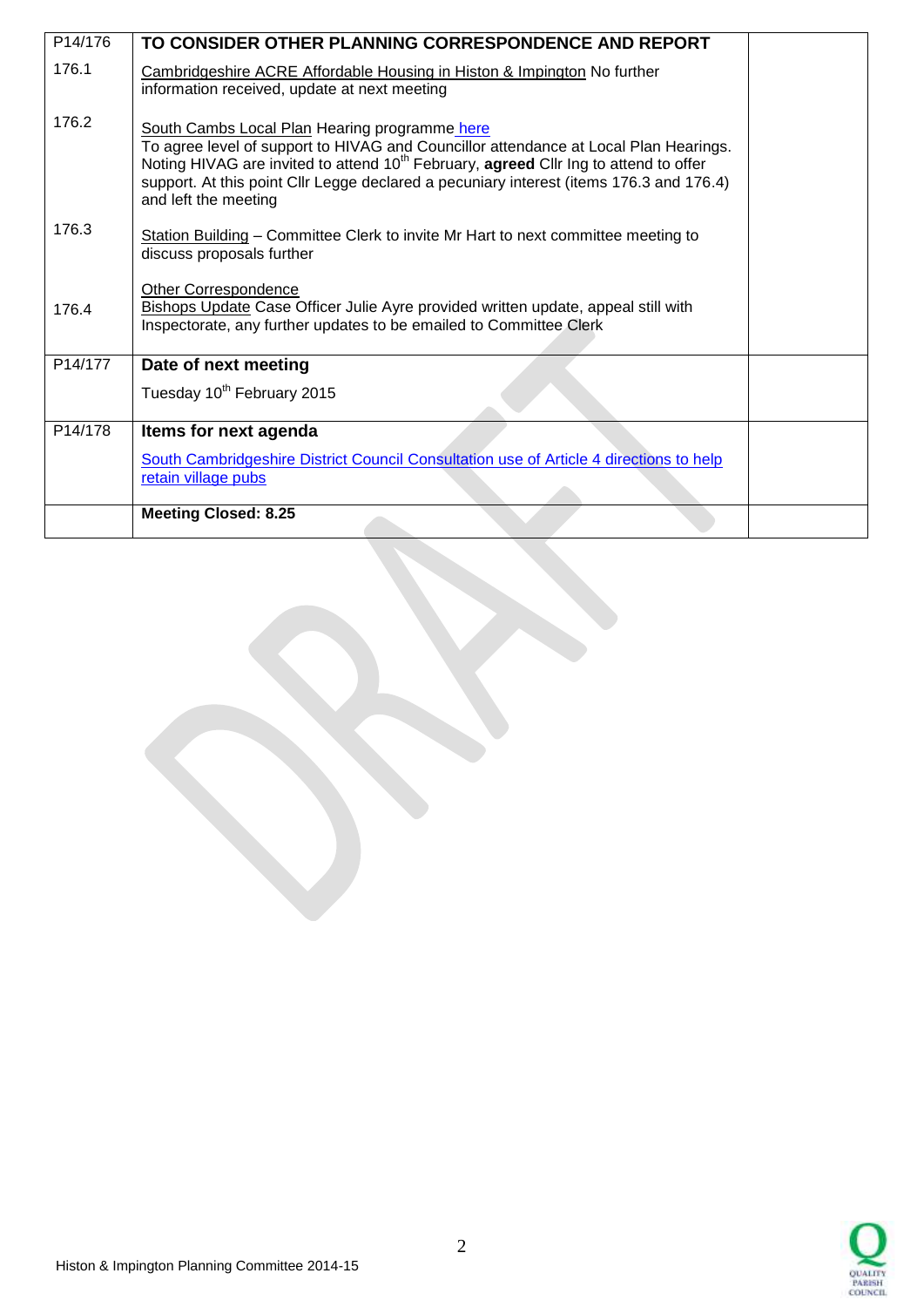| | | |
|---|---|---|
| P14/176 | **TO CONSIDER OTHER PLANNING CORRESPONDENCE AND REPORT** | |
| 176.1 | Cambridgeshire ACRE Affordable Housing in Histon & Impington No further information received, update at next meeting | |
| 176.2 | South Cambs Local Plan Hearing programme here<br>To agree level of support to HIVAG and Councillor attendance at Local Plan Hearings. Noting HIVAG are invited to attend 10th February, **agreed** Cllr Ing to attend to offer support. At this point Cllr Legge declared a pecuniary interest (items 176.3 and 176.4) and left the meeting | |
| 176.3 | Station Building – Committee Clerk to invite Mr Hart to next committee meeting to discuss proposals further | |
| 176.4 | Other Correspondence<br>Bishops Update Case Officer Julie Ayre provided written update, appeal still with Inspectorate, any further updates to be emailed to Committee Clerk | |
| P14/177 | **Date of next meeting**<br>Tuesday 10th February 2015 | |
| P14/178 | **Items for next agenda**<br>South Cambridgeshire District Council Consultation use of Article 4 directions to help retain village pubs | |
| | **Meeting Closed: 8.25** | |

Histon & Impington Planning Committee 2014-15